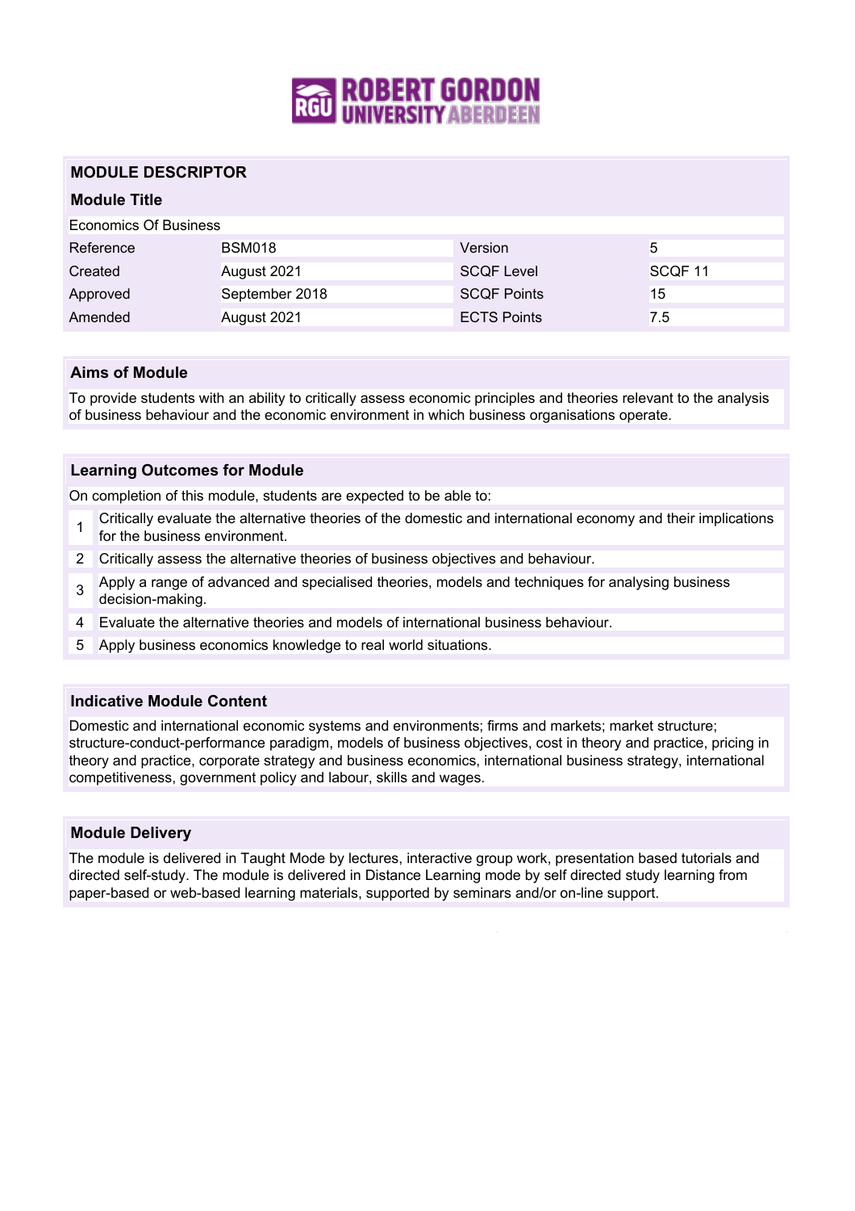## MODULE DESCRIPTOR

### Module Title

Economics Of Business

| Reference | BSM018 | Version | 5 |
|---|---|---|---|
| Created | August 2021 | SCQF Level | SCQF 11 |
| Approved | September 2018 | SCQF Points | 15 |
| Amended | August 2021 | ECTS Points | 7.5 |

### Aims of Module

To provide students with an ability to critically assess economic principles and theories relevant to the analysis of business behaviour and the economic environment in which business organisations operate.

### Learning Outcomes for Module

On completion of this module, students are expected to be able to:

1. Critically evaluate the alternative theories of the domestic and international economy and their implications for the business environment.
2. Critically assess the alternative theories of business objectives and behaviour.
3. Apply a range of advanced and specialised theories, models and techniques for analysing business decision-making.
4. Evaluate the alternative theories and models of international business behaviour.
5. Apply business economics knowledge to real world situations.

### Indicative Module Content

Domestic and international economic systems and environments; firms and markets; market structure; structure-conduct-performance paradigm, models of business objectives, cost in theory and practice, pricing in theory and practice, corporate strategy and business economics, international business strategy, international competitiveness, government policy and labour, skills and wages.

### Module Delivery

The module is delivered in Taught Mode by lectures, interactive group work, presentation based tutorials and directed self-study. The module is delivered in Distance Learning mode by self directed study learning from paper-based or web-based learning materials, supported by seminars and/or on-line support.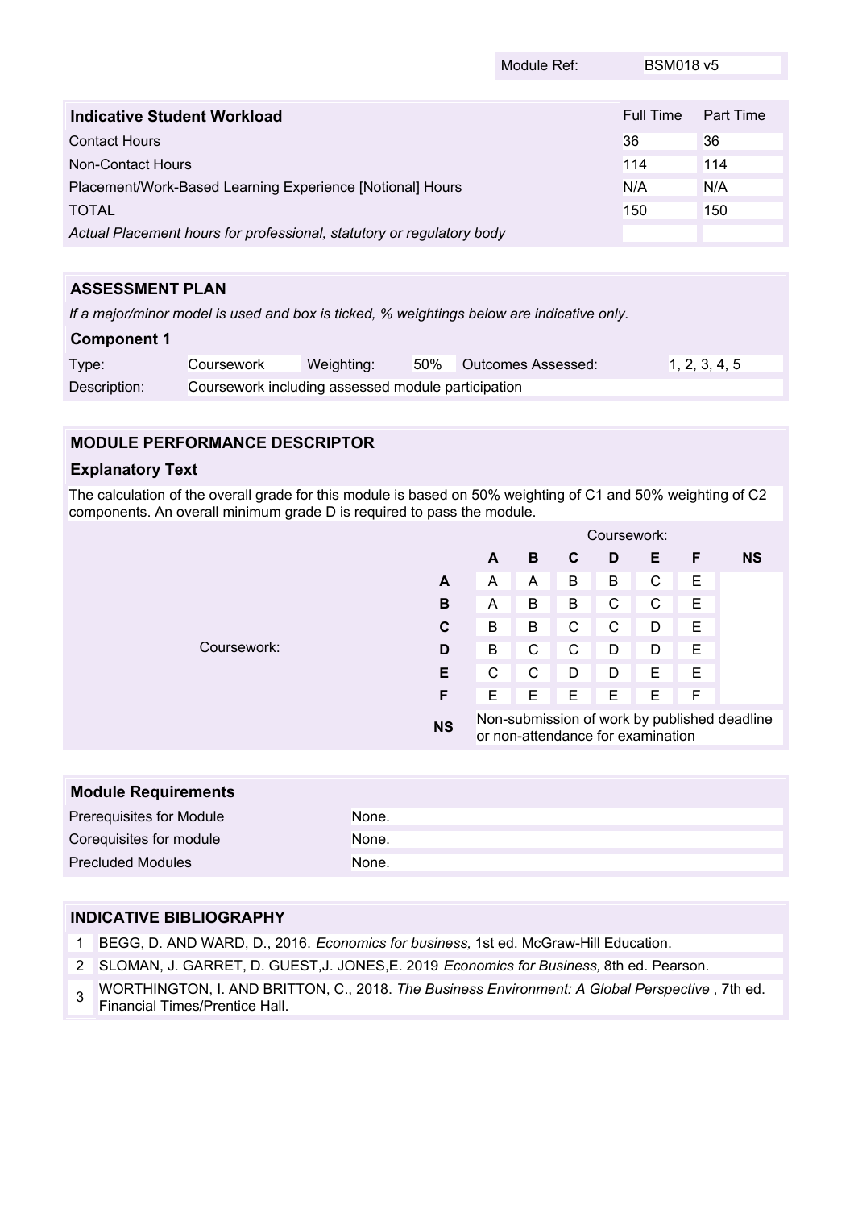| | |
|---|---|
| Module Ref: | BSM018 v5 |

| Indicative Student Workload | Full Time | Part Time |
|---|---|---|
| Contact Hours | 36 | 36 |
| Non-Contact Hours | 114 | 114 |
| Placement/Work-Based Learning Experience [Notional] Hours | N/A | N/A |
| TOTAL | 150 | 150 |
| *Actual Placement hours for professional, statutory or regulatory body* | | |

## ASSESSMENT PLAN

*If a major/minor model is used and box is ticked, % weightings below are indicative only.*

### Component 1

| | | | | | |
|---|---|---|---|---|---|
| Type: | Coursework | Weighting: | 50% | Outcomes Assessed: | 1, 2, 3, 4, 5 |
| Description: | Coursework including assessed module participation | | | | |

## MODULE PERFORMANCE DESCRIPTOR

### Explanatory Text

The calculation of the overall grade for this module is based on 50% weighting of C1 and 50% weighting of C2 components. An overall minimum grade D is required to pass the module.

| | | Coursework: | | | | | | |
|---|---|---|---|---|---|---|---|---|
| | | **A** | **B** | **C** | **D** | **E** | **F** | **NS** |
| Coursework: | **A** | A | A | B | B | C | E | |
| | **B** | A | B | B | C | C | E | |
| | **C** | B | B | C | C | D | E | |
| | **D** | B | C | C | D | D | E | |
| | **E** | C | C | D | D | E | E | |
| | **F** | E | E | E | E | E | F | |
| | **NS** | Non-submission of work by published deadline or non-attendance for examination | | | | | | |

## Module Requirements

| | |
|---|---|
| Prerequisites for Module | None. |
| Corequisites for module | None. |
| Precluded Modules | None. |

## INDICATIVE BIBLIOGRAPHY

1. BEGG, D. AND WARD, D., 2016. *Economics for business,* 1st ed. McGraw-Hill Education.
2. SLOMAN, J. GARRET, D. GUEST,J. JONES,E. 2019 *Economics for Business,* 8th ed. Pearson.
3. WORTHINGTON, I. AND BRITTON, C., 2018. *The Business Environment: A Global Perspective* , 7th ed. Financial Times/Prentice Hall.